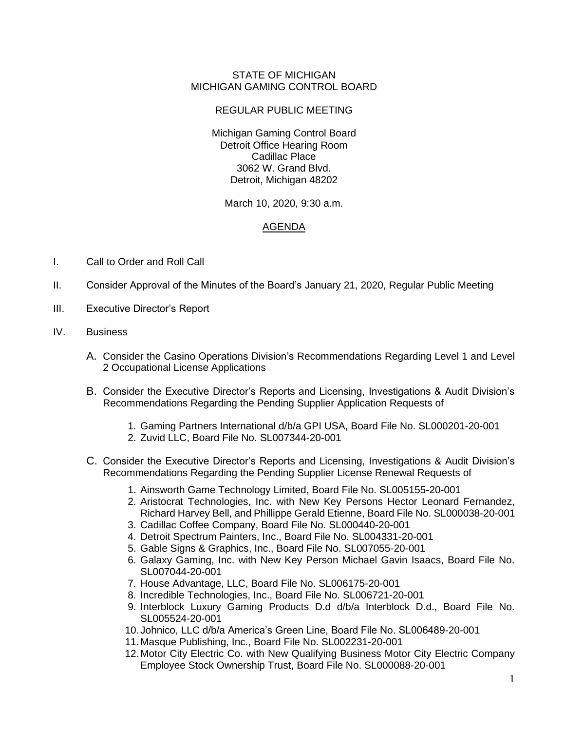STATE OF MICHIGAN
MICHIGAN GAMING CONTROL BOARD

REGULAR PUBLIC MEETING

Michigan Gaming Control Board
Detroit Office Hearing Room
Cadillac Place
3062 W. Grand Blvd.
Detroit, Michigan 48202

March 10, 2020, 9:30 a.m.

## AGENDA

I. Call to Order and Roll Call

II. Consider Approval of the Minutes of the Board's January 21, 2020, Regular Public Meeting

III. Executive Director's Report

IV. Business

A. Consider the Casino Operations Division's Recommendations Regarding Level 1 and Level 2 Occupational License Applications

B. Consider the Executive Director's Reports and Licensing, Investigations & Audit Division's Recommendations Regarding the Pending Supplier Application Requests of

1. Gaming Partners International d/b/a GPI USA, Board File No. SL000201-20-001
2. Zuvid LLC, Board File No. SL007344-20-001

C. Consider the Executive Director's Reports and Licensing, Investigations & Audit Division's Recommendations Regarding the Pending Supplier License Renewal Requests of

1. Ainsworth Game Technology Limited, Board File No. SL005155-20-001
2. Aristocrat Technologies, Inc. with New Key Persons Hector Leonard Fernandez, Richard Harvey Bell, and Phillippe Gerald Etienne, Board File No. SL000038-20-001
3. Cadillac Coffee Company, Board File No. SL000440-20-001
4. Detroit Spectrum Painters, Inc., Board File No. SL004331-20-001
5. Gable Signs & Graphics, Inc., Board File No. SL007055-20-001
6. Galaxy Gaming, Inc. with New Key Person Michael Gavin Isaacs, Board File No. SL007044-20-001
7. House Advantage, LLC, Board File No. SL006175-20-001
8. Incredible Technologies, Inc., Board File No. SL006721-20-001
9. Interblock Luxury Gaming Products D.d d/b/a Interblock D.d., Board File No. SL005524-20-001
10. Johnico, LLC d/b/a America's Green Line, Board File No. SL006489-20-001
11. Masque Publishing, Inc., Board File No. SL002231-20-001
12. Motor City Electric Co. with New Qualifying Business Motor City Electric Company Employee Stock Ownership Trust, Board File No. SL000088-20-001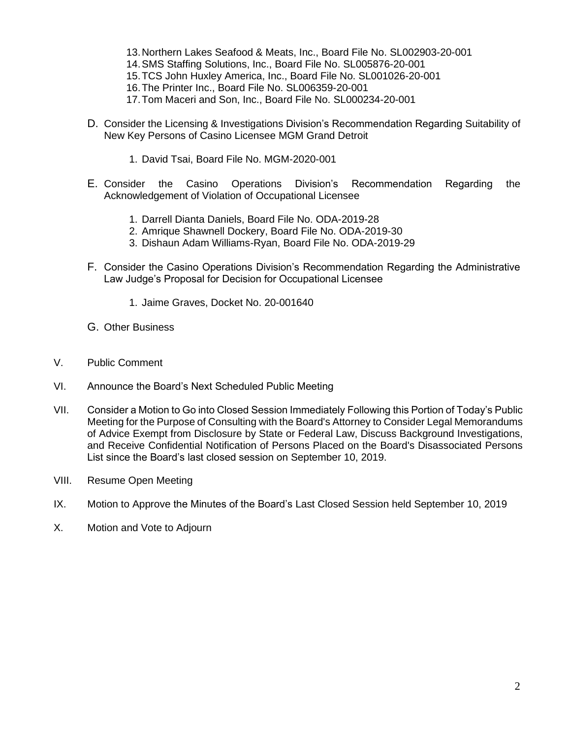13. Northern Lakes Seafood & Meats, Inc., Board File No. SL002903-20-001
14. SMS Staffing Solutions, Inc., Board File No. SL005876-20-001
15. TCS John Huxley America, Inc., Board File No. SL001026-20-001
16. The Printer Inc., Board File No. SL006359-20-001
17. Tom Maceri and Son, Inc., Board File No. SL000234-20-001

D. Consider the Licensing & Investigations Division's Recommendation Regarding Suitability of New Key Persons of Casino Licensee MGM Grand Detroit

   1. David Tsai, Board File No. MGM-2020-001

E. Consider the Casino Operations Division's Recommendation Regarding the Acknowledgement of Violation of Occupational Licensee

   1. Darrell Dianta Daniels, Board File No. ODA-2019-28
   2. Amrique Shawnell Dockery, Board File No. ODA-2019-30
   3. Dishaun Adam Williams-Ryan, Board File No. ODA-2019-29

F. Consider the Casino Operations Division's Recommendation Regarding the Administrative Law Judge's Proposal for Decision for Occupational Licensee

   1. Jaime Graves, Docket No. 20-001640

G. Other Business

V. Public Comment

VI. Announce the Board's Next Scheduled Public Meeting

VII. Consider a Motion to Go into Closed Session Immediately Following this Portion of Today's Public Meeting for the Purpose of Consulting with the Board's Attorney to Consider Legal Memorandums of Advice Exempt from Disclosure by State or Federal Law, Discuss Background Investigations, and Receive Confidential Notification of Persons Placed on the Board's Disassociated Persons List since the Board's last closed session on September 10, 2019.

VIII. Resume Open Meeting

IX. Motion to Approve the Minutes of the Board's Last Closed Session held September 10, 2019

X. Motion and Vote to Adjourn